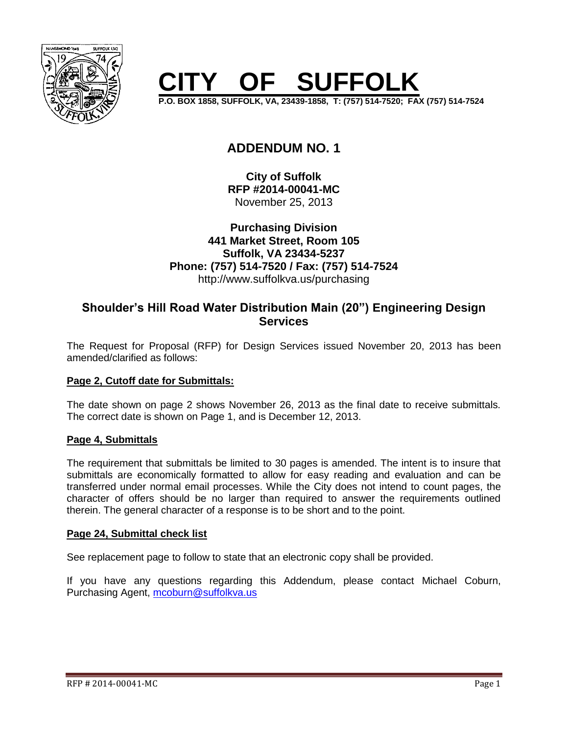# CITY OF SUFFOLK

**P.O. BOX 1858, SUFFOLK, VA, 23439-1858, T: (757) 514-7520; FAX (757) 514-7524**

## ADDENDUM NO. 1

**City of Suffolk**
**RFP #2014-00041-MC**
November 25, 2013

**Purchasing Division**
**441 Market Street, Room 105**
**Suffolk, VA 23434-5237**
**Phone: (757) 514-7520 / Fax: (757) 514-7524**
http://www.suffolkva.us/purchasing

## Shoulder's Hill Road Water Distribution Main (20") Engineering Design Services

The Request for Proposal (RFP) for Design Services issued November 20, 2013 has been amended/clarified as follows:

**Page 2, Cutoff date for Submittals:**

The date shown on page 2 shows November 26, 2013 as the final date to receive submittals. The correct date is shown on Page 1, and is December 12, 2013.

**Page 4, Submittals**

The requirement that submittals be limited to 30 pages is amended. The intent is to insure that submittals are economically formatted to allow for easy reading and evaluation and can be transferred under normal email processes. While the City does not intend to count pages, the character of offers should be no larger than required to answer the requirements outlined therein. The general character of a response is to be short and to the point.

**Page 24, Submittal check list**

See replacement page to follow to state that an electronic copy shall be provided.

If you have any questions regarding this Addendum, please contact Michael Coburn, Purchasing Agent, mcoburn@suffolkva.us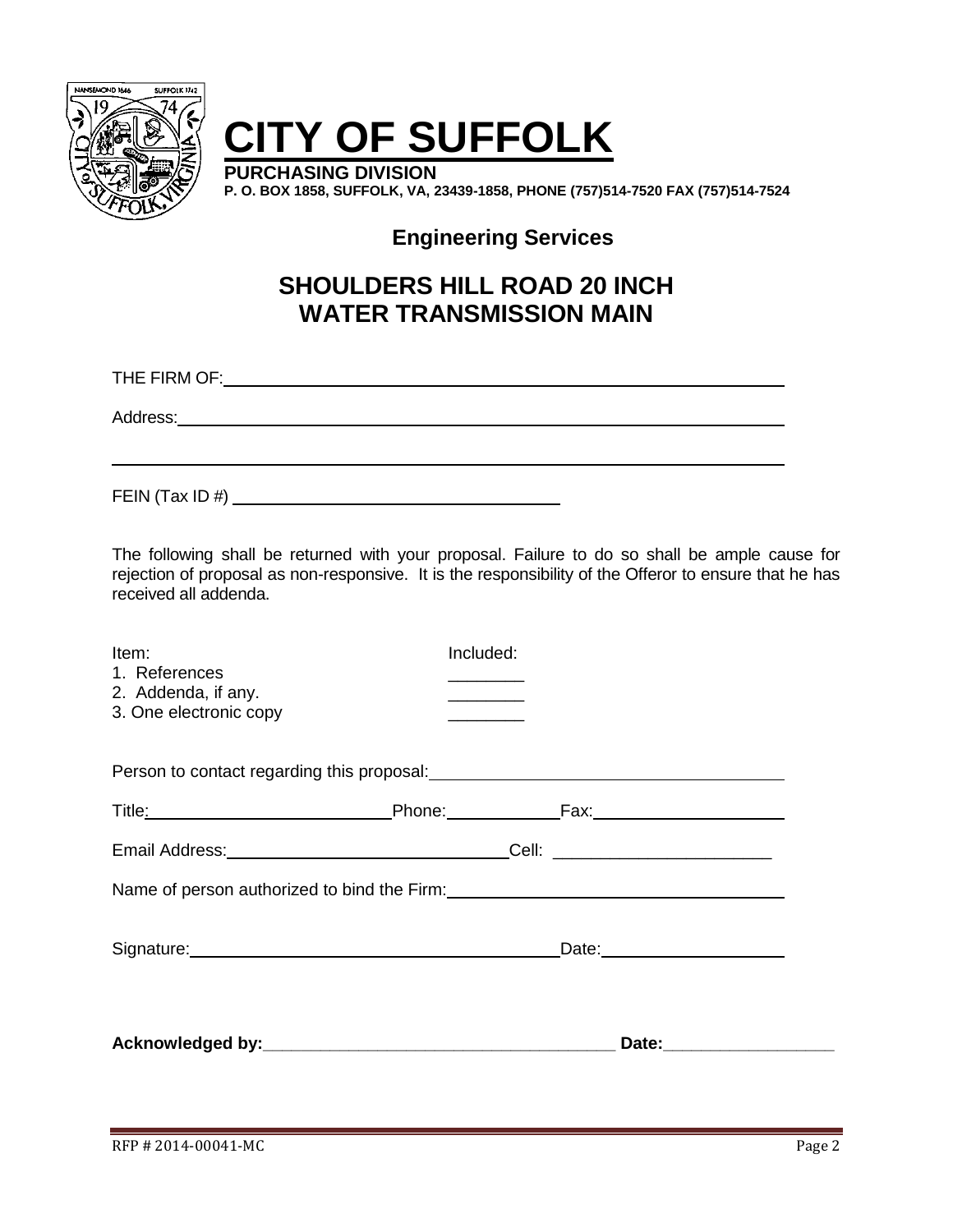# CITY OF SUFFOLK

**PURCHASING DIVISION**

**P. O. BOX 1858, SUFFOLK, VA, 23439-1858, PHONE (757)514-7520 FAX (757)514-7524**

## Engineering Services

## SHOULDERS HILL ROAD 20 INCH WATER TRANSMISSION MAIN

THE FIRM OF: ____________________________________________

Address: ____________________________________________

____________________________________________

FEIN (Tax ID #) ______________________

The following shall be returned with your proposal. Failure to do so shall be ample cause for rejection of proposal as non-responsive. It is the responsibility of the Offeror to ensure that he has received all addenda.

| Item: | Included: |
|---|---|
| 1. References | ________ |
| 2. Addenda, if any. | ________ |
| 3. One electronic copy | ________ |

Person to contact regarding this proposal: ______________________

Title: ______________ Phone: __________ Fax: ______________

Email Address: ______________________ Cell: ______________________

Name of person authorized to bind the Firm: ______________________

Signature: ______________________ Date: ______________

**Acknowledged by:** ______________________ **Date:** ______________